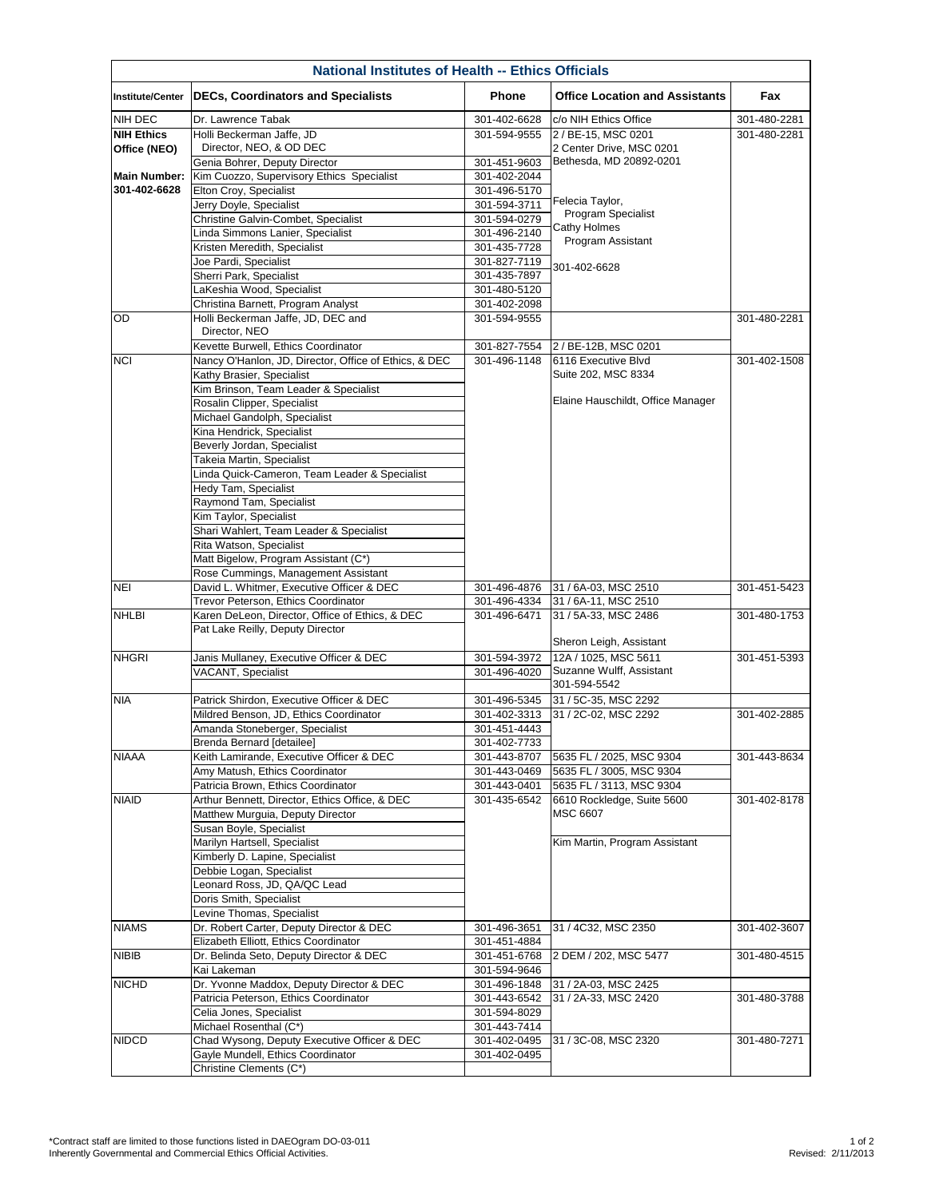# National Institutes of Health -- Ethics Officials

| Institute/Center | DECs, Coordinators and Specialists | Phone | Office Location and Assistants | Fax |
|---|---|---|---|---|
| NIH DEC | Dr. Lawrence Tabak | 301-402-6628 | c/o NIH Ethics Office | 301-480-2281 |
| **NIH Ethics Office (NEO)** | Holli Beckerman Jaffe, JD Director, NEO, & OD DEC | 301-594-9555 | 2 / BE-15, MSC 0201 2 Center Drive, MSC 0201 Bethesda, MD 20892-0201 | 301-480-2281 |
| | Genia Bohrer, Deputy Director | 301-451-9603 | | |
| **Main Number: 301-402-6628** | Kim Cuozzo, Supervisory Ethics Specialist | 301-402-2044 | | |
| | Elton Croy, Specialist | 301-496-5170 | | |
| | Jerry Doyle, Specialist | 301-594-3711 | Felecia Taylor, Program Specialist | |
| | Christine Galvin-Combet, Specialist | 301-594-0279 | Cathy Holmes Program Assistant | |
| | Linda Simmons Lanier, Specialist | 301-496-2140 | | |
| | Kristen Meredith, Specialist | 301-435-7728 | | |
| | Joe Pardi, Specialist | 301-827-7119 | 301-402-6628 | |
| | Sherri Park, Specialist | 301-435-7897 | | |
| | LaKeshia Wood, Specialist | 301-480-5120 | | |
| | Christina Barnett, Program Analyst | 301-402-2098 | | |
| OD | Holli Beckerman Jaffe, JD, DEC and Director, NEO | 301-594-9555 | | 301-480-2281 |
| | Kevette Burwell, Ethics Coordinator | 301-827-7554 | 2 / BE-12B, MSC 0201 | |
| NCI | Nancy O'Hanlon, JD, Director, Office of Ethics, & DEC | 301-496-1148 | 6116 Executive Blvd Suite 202, MSC 8334 | 301-402-1508 |
| | Kathy Brasier, Specialist | | | |
| | Kim Brinson, Team Leader & Specialist | | Elaine Hauschildt, Office Manager | |
| | Rosalin Clipper, Specialist | | | |
| | Michael Gandolph, Specialist | | | |
| | Kina Hendrick, Specialist | | | |
| | Beverly Jordan, Specialist | | | |
| | Takeia Martin, Specialist | | | |
| | Linda Quick-Cameron, Team Leader & Specialist | | | |
| | Hedy Tam, Specialist | | | |
| | Raymond Tam, Specialist | | | |
| | Kim Taylor, Specialist | | | |
| | Shari Wahlert, Team Leader & Specialist | | | |
| | Rita Watson, Specialist | | | |
| | Matt Bigelow, Program Assistant (C*) | | | |
| | Rose Cummings, Management Assistant | | | |
| NEI | David L. Whitmer, Executive Officer & DEC | 301-496-4876 | 31 / 6A-03, MSC 2510 | 301-451-5423 |
| | Trevor Peterson, Ethics Coordinator | 301-496-4334 | 31 / 6A-11, MSC 2510 | |
| NHLBI | Karen DeLeon, Director, Office of Ethics, & DEC | 301-496-6471 | 31 / 5A-33, MSC 2486 | 301-480-1753 |
| | Pat Lake Reilly, Deputy Director | | Sheron Leigh, Assistant | |
| NHGRI | Janis Mullaney, Executive Officer & DEC | 301-594-3972 | 12A / 1025, MSC 5611 | 301-451-5393 |
| | VACANT, Specialist | 301-496-4020 | Suzanne Wulff, Assistant 301-594-5542 | |
| NIA | Patrick Shirdon, Executive Officer & DEC | 301-496-5345 | 31 / 5C-35, MSC 2292 | |
| | Mildred Benson, JD, Ethics Coordinator | 301-402-3313 | 31 / 2C-02, MSC 2292 | 301-402-2885 |
| | Amanda Stoneberger, Specialist | 301-451-4443 | | |
| | Brenda Bernard [detailee] | 301-402-7733 | | |
| NIAAA | Keith Lamirande, Executive Officer & DEC | 301-443-8707 | 5635 FL / 2025, MSC 9304 | 301-443-8634 |
| | Amy Matush, Ethics Coordinator | 301-443-0469 | 5635 FL / 3005, MSC 9304 | |
| | Patricia Brown, Ethics Coordinator | 301-443-0401 | 5635 FL / 3113, MSC 9304 | |
| NIAID | Arthur Bennett, Director, Ethics Office, & DEC | 301-435-6542 | 6610 Rockledge, Suite 5600 MSC 6607 | 301-402-8178 |
| | Matthew Murguia, Deputy Director | | | |
| | Susan Boyle, Specialist | | | |
| | Marilyn Hartsell, Specialist | | Kim Martin, Program Assistant | |
| | Kimberly D. Lapine, Specialist | | | |
| | Debbie Logan, Specialist | | | |
| | Leonard Ross, JD, QA/QC Lead | | | |
| | Doris Smith, Specialist | | | |
| | Levine Thomas, Specialist | | | |
| NIAMS | Dr. Robert Carter, Deputy Director & DEC | 301-496-3651 | 31 / 4C32, MSC 2350 | 301-402-3607 |
| | Elizabeth Elliott, Ethics Coordinator | 301-451-4884 | | |
| NIBIB | Dr. Belinda Seto, Deputy Director & DEC | 301-451-6768 | 2 DEM / 202, MSC 5477 | 301-480-4515 |
| | Kai Lakeman | 301-594-9646 | | |
| NICHD | Dr. Yvonne Maddox, Deputy Director & DEC | 301-496-1848 | 31 / 2A-03, MSC 2425 | |
| | Patricia Peterson, Ethics Coordinator | 301-443-6542 | 31 / 2A-33, MSC 2420 | 301-480-3788 |
| | Celia Jones, Specialist | 301-594-8029 | | |
| | Michael Rosenthal (C*) | 301-443-7414 | | |
| NIDCD | Chad Wysong, Deputy Executive Officer & DEC | 301-402-0495 | 31 / 3C-08, MSC 2320 | 301-480-7271 |
| | Gayle Mundell, Ethics Coordinator | 301-402-0495 | | |
| | Christine Clements (C*) | | | |

*Contract staff are limited to those functions listed in DAEOgram DO-03-011 Inherently Governmental and Commercial Ethics Official Activities.

Revised: 2/11/2013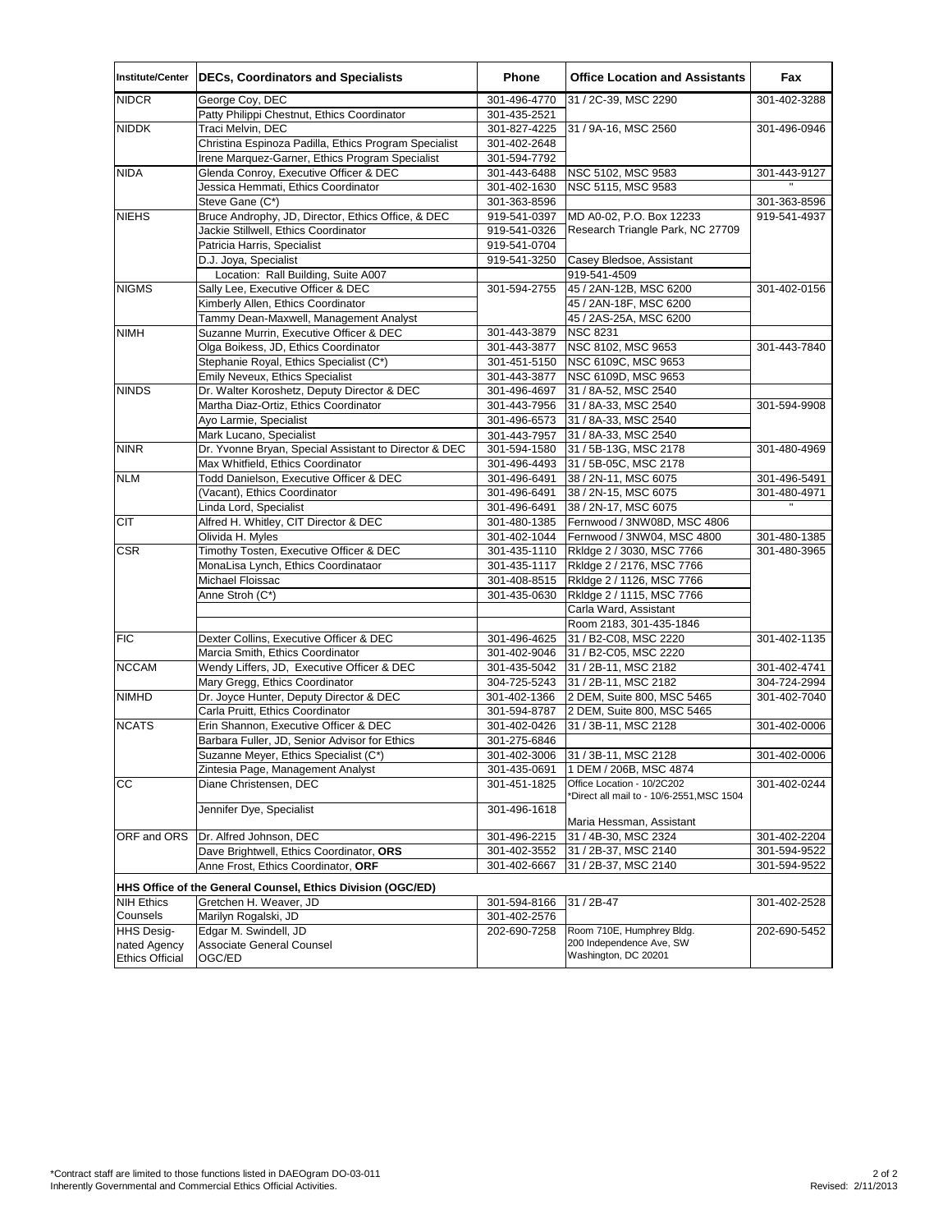| Institute/Center | DECs, Coordinators and Specialists | Phone | Office Location and Assistants | Fax |
|---|---|---|---|---|
| NIDCR | George Coy, DEC | 301-496-4770 | 31 / 2C-39, MSC 2290 | 301-402-3288 |
| | Patty Philippi Chestnut, Ethics Coordinator | 301-435-2521 | | |
| NIDDK | Traci Melvin, DEC | 301-827-4225 | 31 / 9A-16, MSC 2560 | 301-496-0946 |
| | Christina Espinoza Padilla, Ethics Program Specialist | 301-402-2648 | | |
| | Irene Marquez-Garner, Ethics Program Specialist | 301-594-7792 | | |
| NIDA | Glenda Conroy, Executive Officer & DEC | 301-443-6488 | NSC 5102, MSC 9583 | 301-443-9127 |
| | Jessica Hemmati, Ethics Coordinator | 301-402-1630 | NSC 5115, MSC 9583 | " |
| | Steve Gane (C*) | 301-363-8596 | | 301-363-8596 |
| NIEHS | Bruce Androphy, JD, Director, Ethics Office, & DEC | 919-541-0397 | MD A0-02, P.O. Box 12233 | 919-541-4937 |
| | Jackie Stillwell, Ethics Coordinator | 919-541-0326 | Research Triangle Park, NC 27709 | |
| | Patricia Harris, Specialist | 919-541-0704 | | |
| | D.J. Joya, Specialist | 919-541-3250 | Casey Bledsoe, Assistant | |
| | Location: Rall Building, Suite A007 | | 919-541-4509 | |
| NIGMS | Sally Lee, Executive Officer & DEC | 301-594-2755 | 45 / 2AN-12B, MSC 6200 | 301-402-0156 |
| | Kimberly Allen, Ethics Coordinator | | 45 / 2AN-18F, MSC 6200 | |
| | Tammy Dean-Maxwell, Management Analyst | | 45 / 2AS-25A, MSC 6200 | |
| NIMH | Suzanne Murrin, Executive Officer & DEC | 301-443-3879 | NSC 8231 | |
| | Olga Boikess, JD, Ethics Coordinator | 301-443-3877 | NSC 8102, MSC 9653 | 301-443-7840 |
| | Stephanie Royal, Ethics Specialist (C*) | 301-451-5150 | NSC 6109C, MSC 9653 | |
| | Emily Neveux, Ethics Specialist | 301-443-3877 | NSC 6109D, MSC 9653 | |
| NINDS | Dr. Walter Koroshetz, Deputy Director & DEC | 301-496-4697 | 31 / 8A-52, MSC 2540 | |
| | Martha Diaz-Ortiz, Ethics Coordinator | 301-443-7956 | 31 / 8A-33, MSC 2540 | 301-594-9908 |
| | Ayo Larmie, Specialist | 301-496-6573 | 31 / 8A-33, MSC 2540 | |
| | Mark Lucano, Specialist | 301-443-7957 | 31 / 8A-33, MSC 2540 | |
| NINR | Dr. Yvonne Bryan, Special Assistant to Director & DEC | 301-594-1580 | 31 / 5B-13G, MSC 2178 | 301-480-4969 |
| | Max Whitfield, Ethics Coordinator | 301-496-4493 | 31 / 5B-05C, MSC 2178 | |
| NLM | Todd Danielson, Executive Officer & DEC | 301-496-6491 | 38 / 2N-11, MSC 6075 | 301-496-5491 |
| | (Vacant), Ethics Coordinator | 301-496-6491 | 38 / 2N-15, MSC 6075 | 301-480-4971 |
| | Linda Lord, Specialist | 301-496-6491 | 38 / 2N-17, MSC 6075 | " |
| CIT | Alfred H. Whitley, CIT Director & DEC | 301-480-1385 | Fernwood / 3NW08D, MSC 4806 | |
| | Olivida H. Myles | 301-402-1044 | Fernwood / 3NW04, MSC 4800 | 301-480-1385 |
| CSR | Timothy Tosten, Executive Officer & DEC | 301-435-1110 | Rkldge 2 / 3030, MSC 7766 | 301-480-3965 |
| | MonaLisa Lynch, Ethics Coordinataor | 301-435-1117 | Rkldge 2 / 2176, MSC 7766 | |
| | Michael Floissac | 301-408-8515 | Rkldge 2 / 1126, MSC 7766 | |
| | Anne Stroh (C*) | 301-435-0630 | Rkldge 2 / 1115, MSC 7766 | |
| | | | Carla Ward, Assistant | |
| | | | Room 2183, 301-435-1846 | |
| FIC | Dexter Collins, Executive Officer & DEC | 301-496-4625 | 31 / B2-C08, MSC 2220 | 301-402-1135 |
| | Marcia Smith, Ethics Coordinator | 301-402-9046 | 31 / B2-C05, MSC 2220 | |
| NCCAM | Wendy Liffers, JD, Executive Officer & DEC | 301-435-5042 | 31 / 2B-11, MSC 2182 | 301-402-4741 |
| | Mary Gregg, Ethics Coordinator | 304-725-5243 | 31 / 2B-11, MSC 2182 | 304-724-2994 |
| NIMHD | Dr. Joyce Hunter, Deputy Director & DEC | 301-402-1366 | 2 DEM, Suite 800, MSC 5465 | 301-402-7040 |
| | Carla Pruitt, Ethics Coordinator | 301-594-8787 | 2 DEM, Suite 800, MSC 5465 | |
| NCATS | Erin Shannon, Executive Officer & DEC | 301-402-0426 | 31 / 3B-11, MSC 2128 | 301-402-0006 |
| | Barbara Fuller, JD, Senior Advisor for Ethics | 301-275-6846 | | |
| | Suzanne Meyer, Ethics Specialist (C*) | 301-402-3006 | 31 / 3B-11, MSC 2128 | 301-402-0006 |
| | Zintesia Page, Management Analyst | 301-435-0691 | 1 DEM / 206B, MSC 4874 | |
| CC | Diane Christensen, DEC | 301-451-1825 | Office Location - 10/2C202 *Direct all mail to - 10/6-2551,MSC 1504 | 301-402-0244 |
| | Jennifer Dye, Specialist | 301-496-1618 | Maria Hessman, Assistant | |
| ORF and ORS | Dr. Alfred Johnson, DEC | 301-496-2215 | 31 / 4B-30, MSC 2324 | 301-402-2204 |
| | Dave Brightwell, Ethics Coordinator, **ORS** | 301-402-3552 | 31 / 2B-37, MSC 2140 | 301-594-9522 |
| | Anne Frost, Ethics Coordinator, **ORF** | 301-402-6667 | 31 / 2B-37, MSC 2140 | 301-594-9522 |
| **HHS Office of the General Counsel, Ethics Division (OGC/ED)** | | | | |
| NIH Ethics Counsels | Gretchen H. Weaver, JD | 301-594-8166 | 31 / 2B-47 | 301-402-2528 |
| | Marilyn Rogalski, JD | 301-402-2576 | | |
| HHS Designated Agency Ethics Official | Edgar M. Swindell, JD Associate General Counsel OGC/ED | 202-690-7258 | Room 710E, Humphrey Bldg. 200 Independence Ave, SW Washington, DC 20201 | 202-690-5452 |

*Contract staff are limited to those functions listed in DAEOgram DO-03-011 Inherently Governmental and Commercial Ethics Official Activities.

Revised: 2/11/2013